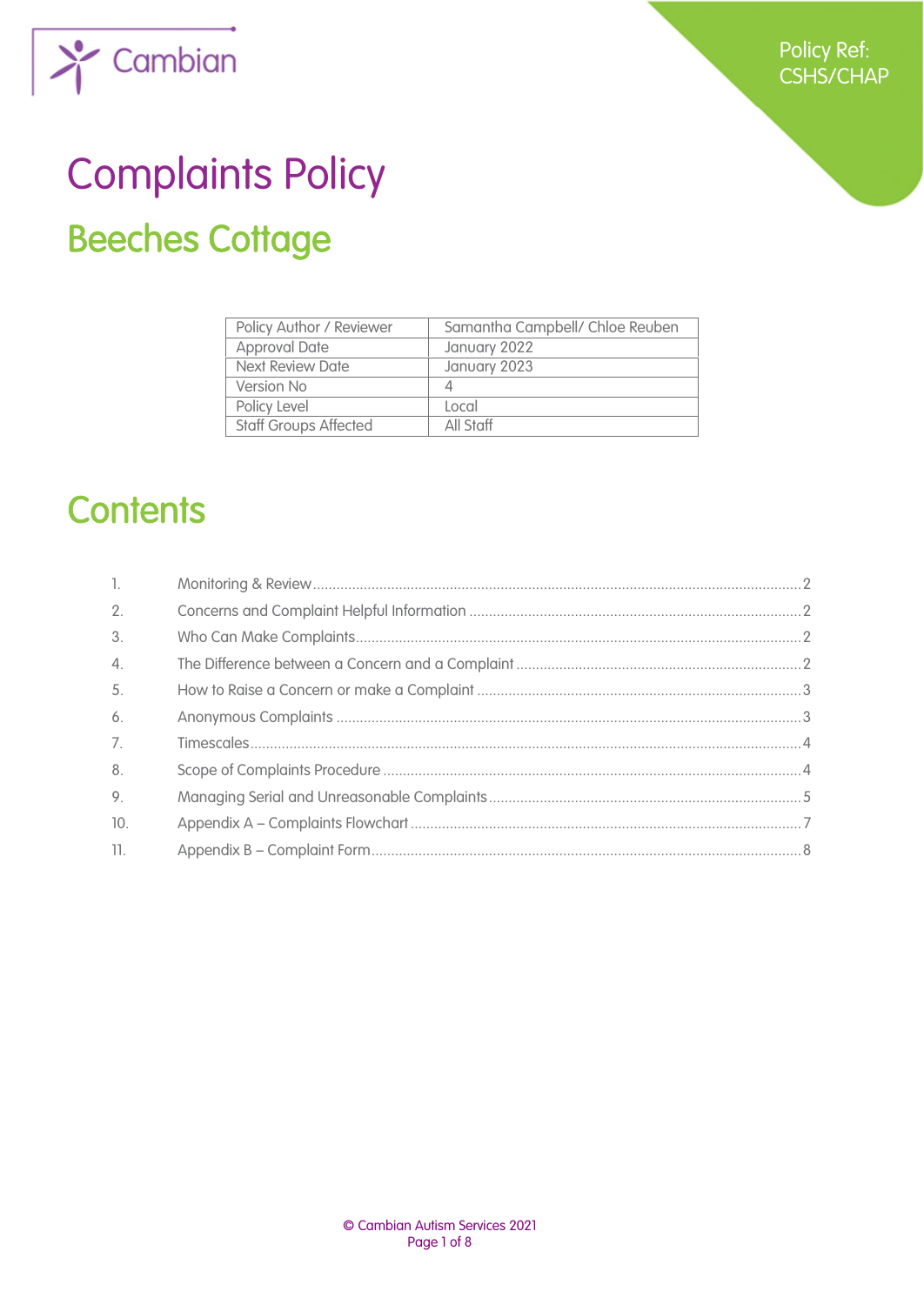Cambian

Policy Ref:
CSHS/CHAP

# Complaints Policy

## Beeches Cottage

| Policy Author / Reviewer | Samantha Campbell/ Chloe Reuben |
|---|---|
| Approval Date | January 2022 |
| Next Review Date | January 2023 |
| Version No | 4 |
| Policy Level | Local |
| Staff Groups Affected | All Staff |

## Contents

1. Monitoring & Review ........ 2
2. Concerns and Complaint Helpful Information ........ 2
3. Who Can Make Complaints ........ 2
4. The Difference between a Concern and a Complaint ........ 2
5. How to Raise a Concern or make a Complaint ........ 3
6. Anonymous Complaints ........ 3
7. Timescales ........ 4
8. Scope of Complaints Procedure ........ 4
9. Managing Serial and Unreasonable Complaints ........ 5
10. Appendix A – Complaints Flowchart ........ 7
11. Appendix B – Complaint Form ........ 8

© Cambian Autism Services 2021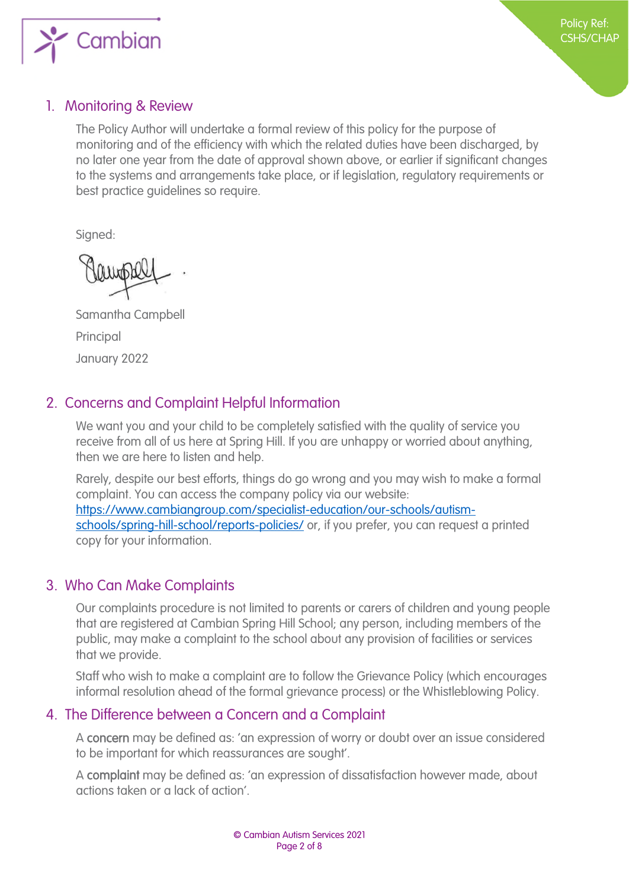## 1. Monitoring & Review

The Policy Author will undertake a formal review of this policy for the purpose of monitoring and of the efficiency with which the related duties have been discharged, by no later one year from the date of approval shown above, or earlier if significant changes to the systems and arrangements take place, or if legislation, regulatory requirements or best practice guidelines so require.

Signed:

Samantha Campbell

Principal

January 2022

## 2. Concerns and Complaint Helpful Information

We want you and your child to be completely satisfied with the quality of service you receive from all of us here at Spring Hill. If you are unhappy or worried about anything, then we are here to listen and help.

Rarely, despite our best efforts, things do go wrong and you may wish to make a formal complaint. You can access the company policy via our website: [https://www.cambiangroup.com/specialist-education/our-schools/autism-schools/spring-hill-school/reports-policies/](https://www.cambiangroup.com/specialist-education/our-schools/autism-schools/spring-hill-school/reports-policies/) or, if you prefer, you can request a printed copy for your information.

## 3. Who Can Make Complaints

Our complaints procedure is not limited to parents or carers of children and young people that are registered at Cambian Spring Hill School; any person, including members of the public, may make a complaint to the school about any provision of facilities or services that we provide.

Staff who wish to make a complaint are to follow the Grievance Policy (which encourages informal resolution ahead of the formal grievance process) or the Whistleblowing Policy.

## 4. The Difference between a Concern and a Complaint

A **concern** may be defined as: 'an expression of worry or doubt over an issue considered to be important for which reassurances are sought'.

A **complaint** may be defined as: 'an expression of dissatisfaction however made, about actions taken or a lack of action'.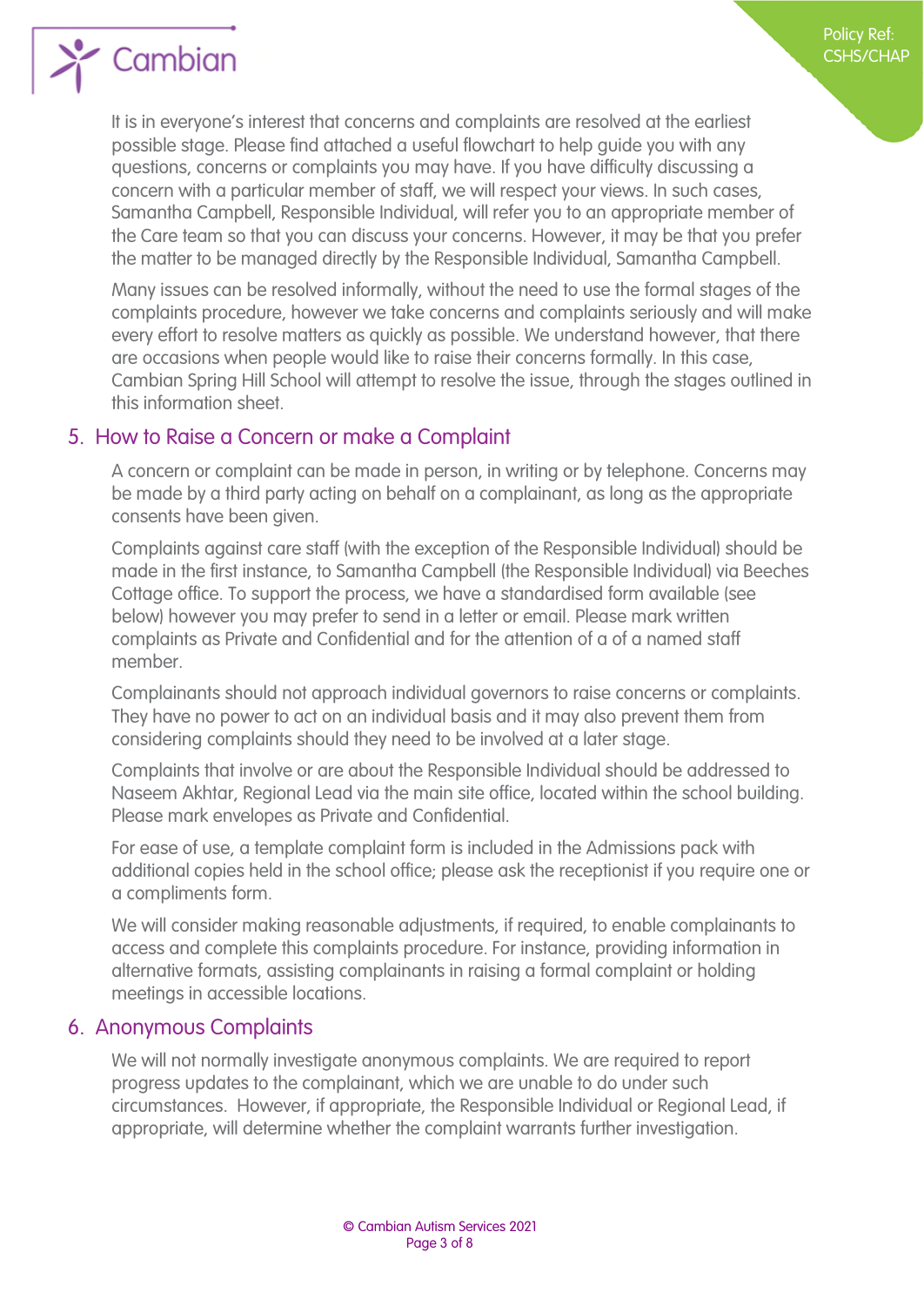It is in everyone's interest that concerns and complaints are resolved at the earliest possible stage. Please find attached a useful flowchart to help guide you with any questions, concerns or complaints you may have. If you have difficulty discussing a concern with a particular member of staff, we will respect your views. In such cases, Samantha Campbell, Responsible Individual, will refer you to an appropriate member of the Care team so that you can discuss your concerns. However, it may be that you prefer the matter to be managed directly by the Responsible Individual, Samantha Campbell.

Many issues can be resolved informally, without the need to use the formal stages of the complaints procedure, however we take concerns and complaints seriously and will make every effort to resolve matters as quickly as possible. We understand however, that there are occasions when people would like to raise their concerns formally. In this case, Cambian Spring Hill School will attempt to resolve the issue, through the stages outlined in this information sheet.

## 5. How to Raise a Concern or make a Complaint

A concern or complaint can be made in person, in writing or by telephone. Concerns may be made by a third party acting on behalf on a complainant, as long as the appropriate consents have been given.

Complaints against care staff (with the exception of the Responsible Individual) should be made in the first instance, to Samantha Campbell (the Responsible Individual) via Beeches Cottage office. To support the process, we have a standardised form available (see below) however you may prefer to send in a letter or email. Please mark written complaints as Private and Confidential and for the attention of a of a named staff member.

Complainants should not approach individual governors to raise concerns or complaints. They have no power to act on an individual basis and it may also prevent them from considering complaints should they need to be involved at a later stage.

Complaints that involve or are about the Responsible Individual should be addressed to Naseem Akhtar, Regional Lead via the main site office, located within the school building. Please mark envelopes as Private and Confidential.

For ease of use, a template complaint form is included in the Admissions pack with additional copies held in the school office; please ask the receptionist if you require one or a compliments form.

We will consider making reasonable adjustments, if required, to enable complainants to access and complete this complaints procedure. For instance, providing information in alternative formats, assisting complainants in raising a formal complaint or holding meetings in accessible locations.

## 6. Anonymous Complaints

We will not normally investigate anonymous complaints. We are required to report progress updates to the complainant, which we are unable to do under such circumstances. However, if appropriate, the Responsible Individual or Regional Lead, if appropriate, will determine whether the complaint warrants further investigation.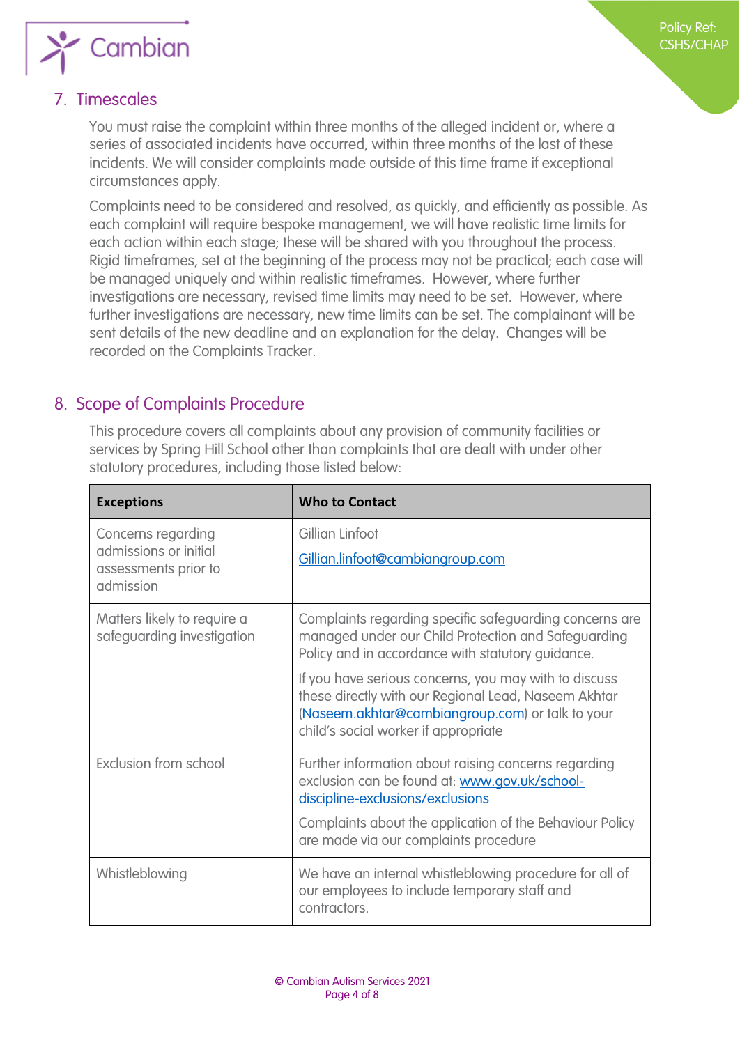## 7. Timescales

You must raise the complaint within three months of the alleged incident or, where a series of associated incidents have occurred, within three months of the last of these incidents. We will consider complaints made outside of this time frame if exceptional circumstances apply.

Complaints need to be considered and resolved, as quickly, and efficiently as possible. As each complaint will require bespoke management, we will have realistic time limits for each action within each stage; these will be shared with you throughout the process. Rigid timeframes, set at the beginning of the process may not be practical; each case will be managed uniquely and within realistic timeframes. However, where further investigations are necessary, revised time limits may need to be set. However, where further investigations are necessary, new time limits can be set. The complainant will be sent details of the new deadline and an explanation for the delay. Changes will be recorded on the Complaints Tracker.

## 8. Scope of Complaints Procedure

This procedure covers all complaints about any provision of community facilities or services by Spring Hill School other than complaints that are dealt with under other statutory procedures, including those listed below:

| Exceptions | Who to Contact |
|---|---|
| Concerns regarding admissions or initial assessments prior to admission | Gillian Linfoot<br>Gillian.linfoot@cambiangroup.com |
| Matters likely to require a safeguarding investigation | Complaints regarding specific safeguarding concerns are managed under our Child Protection and Safeguarding Policy and in accordance with statutory guidance.<br>If you have serious concerns, you may with to discuss these directly with our Regional Lead, Naseem Akhtar (Naseem.akhtar@cambiangroup.com) or talk to your child's social worker if appropriate |
| Exclusion from school | Further information about raising concerns regarding exclusion can be found at: www.gov.uk/school-discipline-exclusions/exclusions<br>Complaints about the application of the Behaviour Policy are made via our complaints procedure |
| Whistleblowing | We have an internal whistleblowing procedure for all of our employees to include temporary staff and contractors. |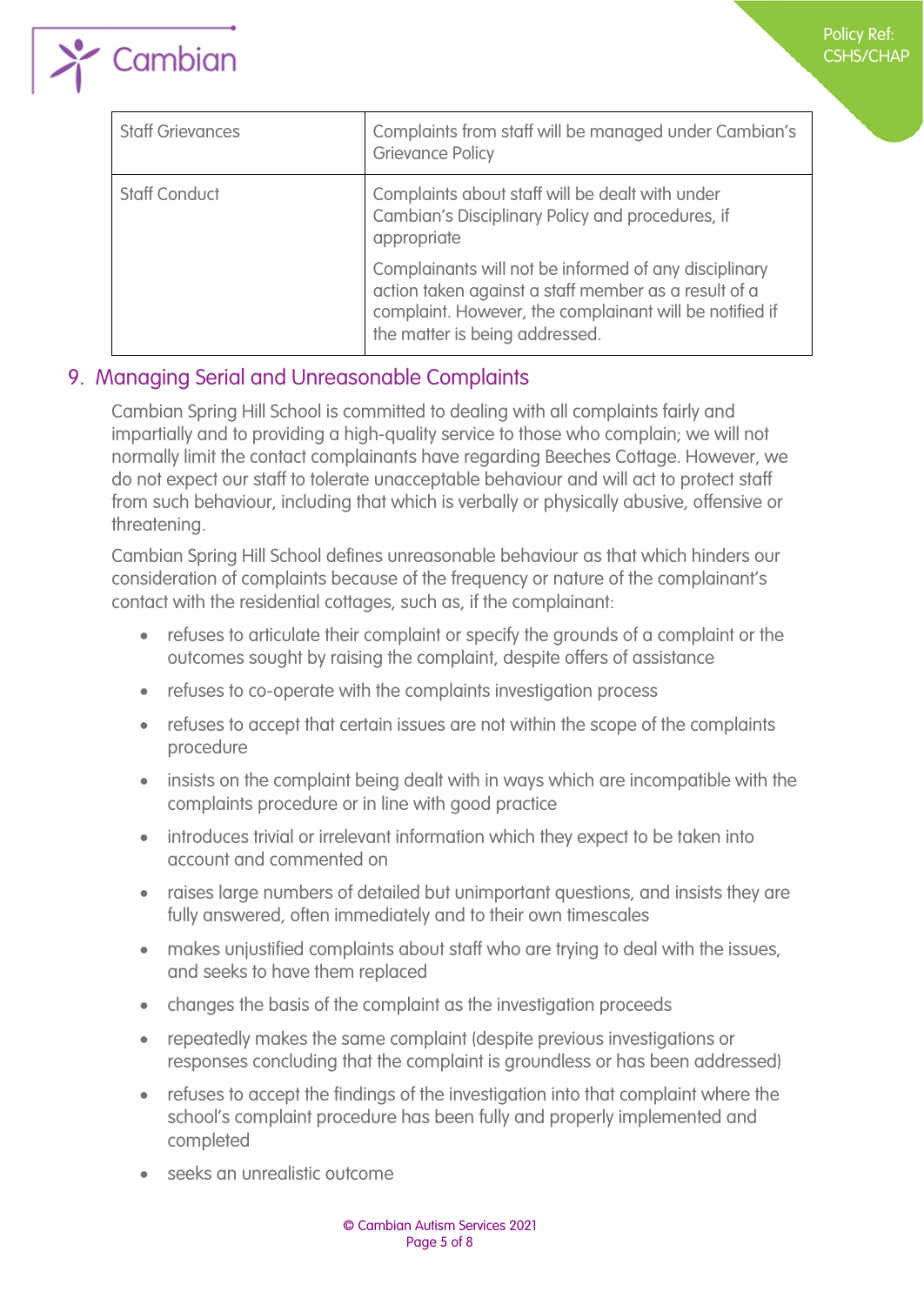| Staff Grievances | Complaints from staff will be managed under Cambian's Grievance Policy |
|---|---|
| Staff Conduct | Complaints about staff will be dealt with under Cambian's Disciplinary Policy and procedures, if appropriate<br><br>Complainants will not be informed of any disciplinary action taken against a staff member as a result of a complaint. However, the complainant will be notified if the matter is being addressed. |

## 9. Managing Serial and Unreasonable Complaints

Cambian Spring Hill School is committed to dealing with all complaints fairly and impartially and to providing a high-quality service to those who complain; we will not normally limit the contact complainants have regarding Beeches Cottage. However, we do not expect our staff to tolerate unacceptable behaviour and will act to protect staff from such behaviour, including that which is verbally or physically abusive, offensive or threatening.

Cambian Spring Hill School defines unreasonable behaviour as that which hinders our consideration of complaints because of the frequency or nature of the complainant's contact with the residential cottages, such as, if the complainant:

- refuses to articulate their complaint or specify the grounds of a complaint or the outcomes sought by raising the complaint, despite offers of assistance
- refuses to co-operate with the complaints investigation process
- refuses to accept that certain issues are not within the scope of the complaints procedure
- insists on the complaint being dealt with in ways which are incompatible with the complaints procedure or in line with good practice
- introduces trivial or irrelevant information which they expect to be taken into account and commented on
- raises large numbers of detailed but unimportant questions, and insists they are fully answered, often immediately and to their own timescales
- makes unjustified complaints about staff who are trying to deal with the issues, and seeks to have them replaced
- changes the basis of the complaint as the investigation proceeds
- repeatedly makes the same complaint (despite previous investigations or responses concluding that the complaint is groundless or has been addressed)
- refuses to accept the findings of the investigation into that complaint where the school's complaint procedure has been fully and properly implemented and completed
- seeks an unrealistic outcome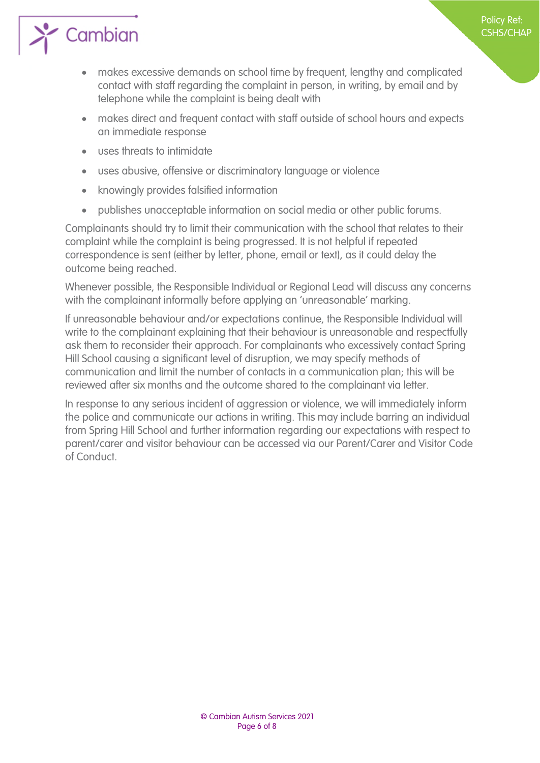- makes excessive demands on school time by frequent, lengthy and complicated contact with staff regarding the complaint in person, in writing, by email and by telephone while the complaint is being dealt with
- makes direct and frequent contact with staff outside of school hours and expects an immediate response
- uses threats to intimidate
- uses abusive, offensive or discriminatory language or violence
- knowingly provides falsified information
- publishes unacceptable information on social media or other public forums.

Complainants should try to limit their communication with the school that relates to their complaint while the complaint is being progressed. It is not helpful if repeated correspondence is sent (either by letter, phone, email or text), as it could delay the outcome being reached.

Whenever possible, the Responsible Individual or Regional Lead will discuss any concerns with the complainant informally before applying an 'unreasonable' marking.

If unreasonable behaviour and/or expectations continue, the Responsible Individual will write to the complainant explaining that their behaviour is unreasonable and respectfully ask them to reconsider their approach. For complainants who excessively contact Spring Hill School causing a significant level of disruption, we may specify methods of communication and limit the number of contacts in a communication plan; this will be reviewed after six months and the outcome shared to the complainant via letter.

In response to any serious incident of aggression or violence, we will immediately inform the police and communicate our actions in writing. This may include barring an individual from Spring Hill School and further information regarding our expectations with respect to parent/carer and visitor behaviour can be accessed via our Parent/Carer and Visitor Code of Conduct.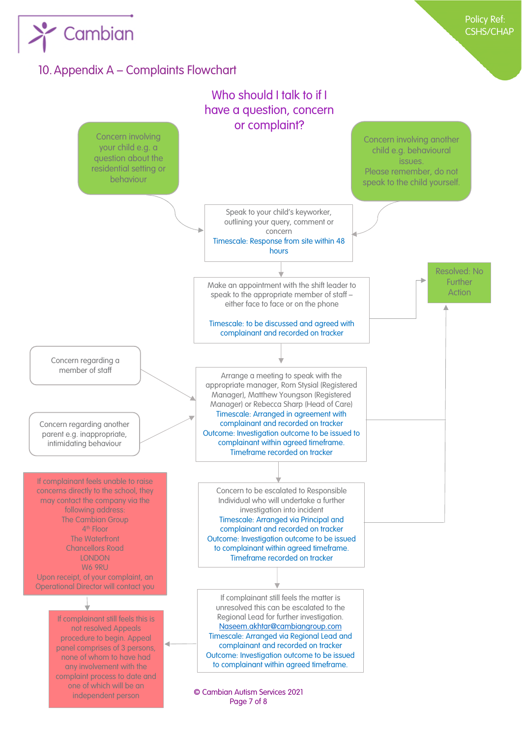## 10. Appendix A – Complaints Flowchart

### Who should I talk to if I have a question, concern or complaint?

Concern involving your child e.g. a question about the residential setting or behaviour

Concern involving another child e.g. behavioural issues.
Please remember, do not speak to the child yourself.

Speak to your child's keyworker, outlining your query, comment or concern
Timescale: Response from site within 48 hours

Make an appointment with the shift leader to speak to the appropriate member of staff – either face to face or on the phone

Timescale: to be discussed and agreed with complainant and recorded on tracker

Resolved: No Further Action

Concern regarding a member of staff

Concern regarding another parent e.g. inappropriate, intimidating behaviour

Arrange a meeting to speak with the appropriate manager, Rom Stysial (Registered Manager), Matthew Youngson (Registered Manager) or Rebecca Sharp (Head of Care)
Timescale: Arranged in agreement with complainant and recorded on tracker
Outcome: Investigation outcome to be issued to complainant within agreed timeframe.
Timeframe recorded on tracker

If complainant feels unable to raise concerns directly to the school, they may contact the company via the following address:
The Cambian Group
4th Floor
The Waterfront
Chancellors Road
LONDON
W6 9RU
Upon receipt, of your complaint, an Operational Director will contact you

Concern to be escalated to Responsible Individual who will undertake a further investigation into incident
Timescale: Arranged via Principal and complainant and recorded on tracker
Outcome: Investigation outcome to be issued to complainant within agreed timeframe.
Timeframe recorded on tracker

If complainant still feels this is not resolved Appeals procedure to begin. Appeal panel comprises of 3 persons, none of whom to have had any involvement with the complaint process to date and one of which will be an independent person

If complainant still feels the matter is unresolved this can be escalated to the Regional Lead for further investigation.
Naseem.akhtar@cambiangroup.com
Timescale: Arranged via Regional Lead and complainant and recorded on tracker
Outcome: Investigation outcome to be issued to complainant within agreed timeframe.

© Cambian Autism Services 2021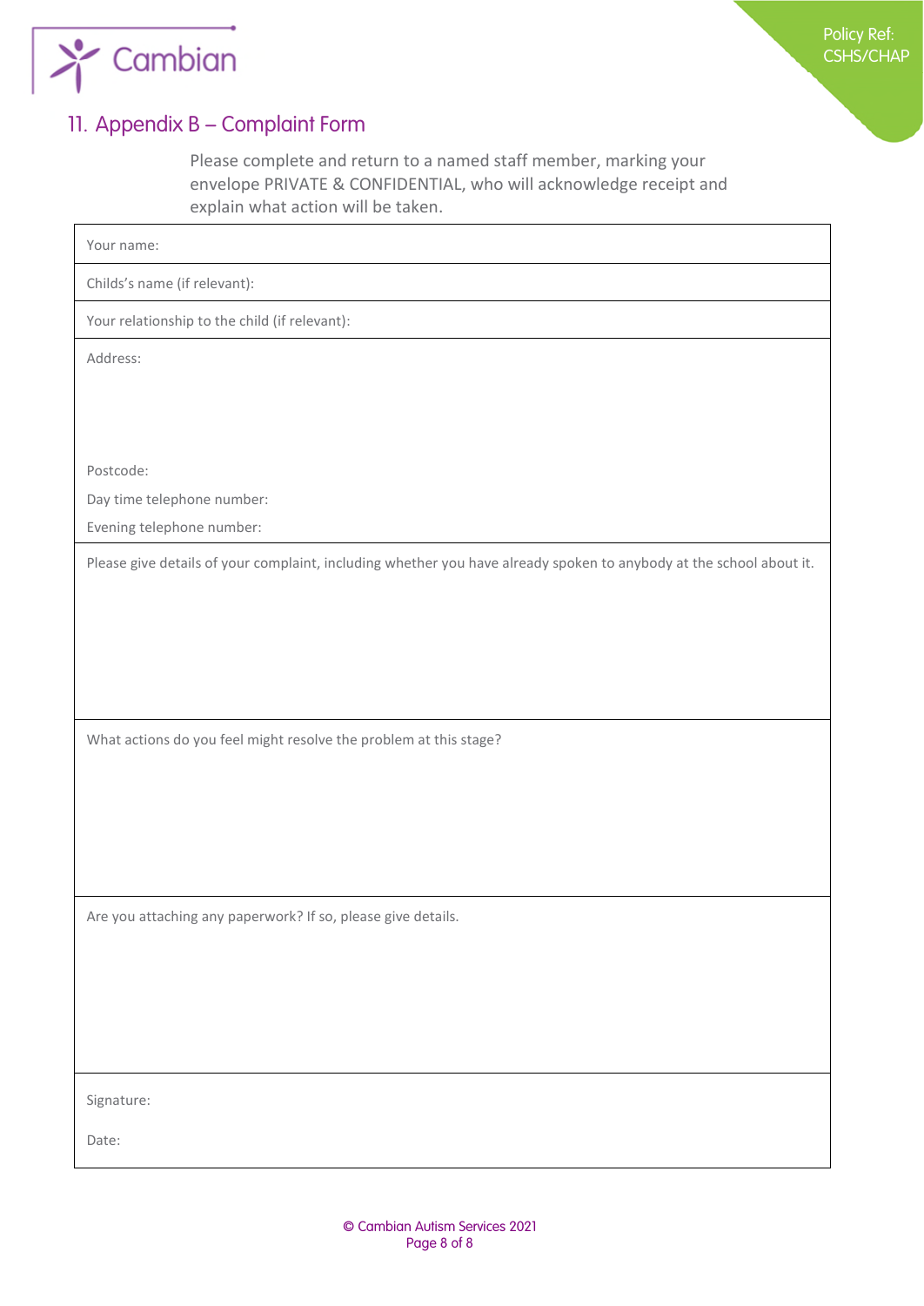## 11. Appendix B – Complaint Form

Please complete and return to a named staff member, marking your envelope PRIVATE & CONFIDENTIAL, who will acknowledge receipt and explain what action will be taken.

| |
|---|
| Your name: |
| Childs's name (if relevant): |
| Your relationship to the child (if relevant): |
| Address:<br><br><br><br>Postcode:<br>Day time telephone number:<br>Evening telephone number: |
| Please give details of your complaint, including whether you have already spoken to anybody at the school about it. |
| What actions do you feel might resolve the problem at this stage? |
| Are you attaching any paperwork? If so, please give details. |
| Signature:<br><br>Date: |